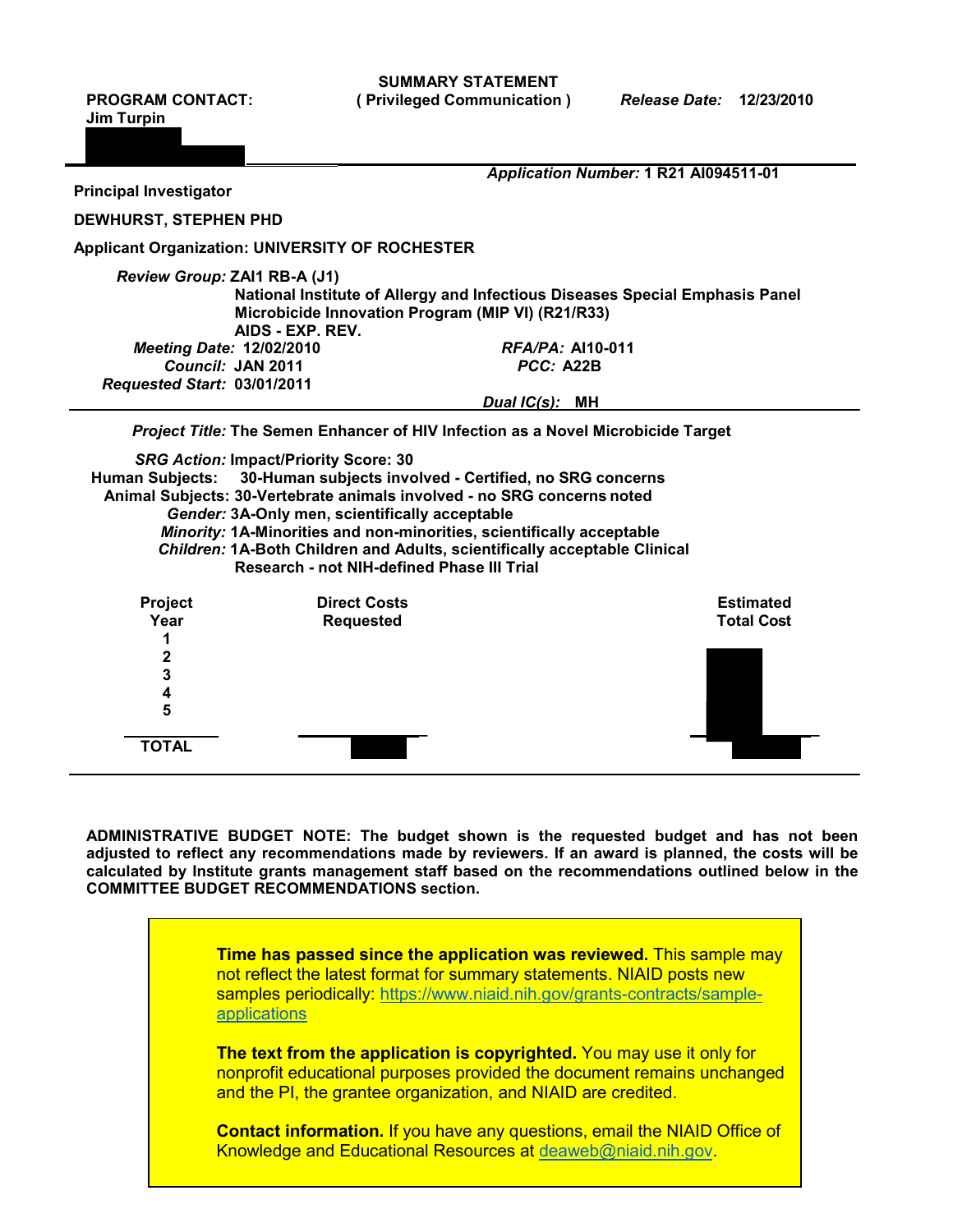**SUMMARY STATEMENT**
**( Privileged Communication )**

**PROGRAM CONTACT:**
**Jim Turpin**

***Release Date:*** **12/23/2010**

***Application Number:*** **1 R21 AI094511-01**

**Principal Investigator**

**DEWHURST, STEPHEN PHD**

**Applicant Organization: UNIVERSITY OF ROCHESTER**

***Review Group:*** **ZAI1 RB-A (J1)**
**National Institute of Allergy and Infectious Diseases Special Emphasis Panel**
**Microbicide Innovation Program (MIP VI) (R21/R33)**
**AIDS - EXP. REV.**

***Meeting Date:*** **12/02/2010**
***Council:*** **JAN 2011**
***Requested Start:*** **03/01/2011**

***RFA/PA:*** **AI10-011**
***PCC:*** **A22B**

***Dual IC(s):*** **MH**

***Project Title:*** **The Semen Enhancer of HIV Infection as a Novel Microbicide Target**

***SRG Action:*** **Impact/Priority Score: 30**
**Human Subjects: 30-Human subjects involved - Certified, no SRG concerns**
**Animal Subjects: 30-Vertebrate animals involved - no SRG concerns noted**
***Gender:*** **3A-Only men, scientifically acceptable**
***Minority:*** **1A-Minorities and non-minorities, scientifically acceptable**
***Children:*** **1A-Both Children and Adults, scientifically acceptable Clinical Research - not NIH-defined Phase III Trial**

| Project Year | Direct Costs Requested | Estimated Total Cost |
| --- | --- | --- |
| 1 | | |
| 2 | | |
| 3 | | |
| 4 | | |
| 5 | | |
| TOTAL | | |

**ADMINISTRATIVE BUDGET NOTE: The budget shown is the requested budget and has not been adjusted to reflect any recommendations made by reviewers. If an award is planned, the costs will be calculated by Institute grants management staff based on the recommendations outlined below in the COMMITTEE BUDGET RECOMMENDATIONS section.**

**Time has passed since the application was reviewed.** This sample may not reflect the latest format for summary statements. NIAID posts new samples periodically: https://www.niaid.nih.gov/grants-contracts/sample-applications

**The text from the application is copyrighted.** You may use it only for nonprofit educational purposes provided the document remains unchanged and the PI, the grantee organization, and NIAID are credited.

**Contact information.** If you have any questions, email the NIAID Office of Knowledge and Educational Resources at deaweb@niaid.nih.gov.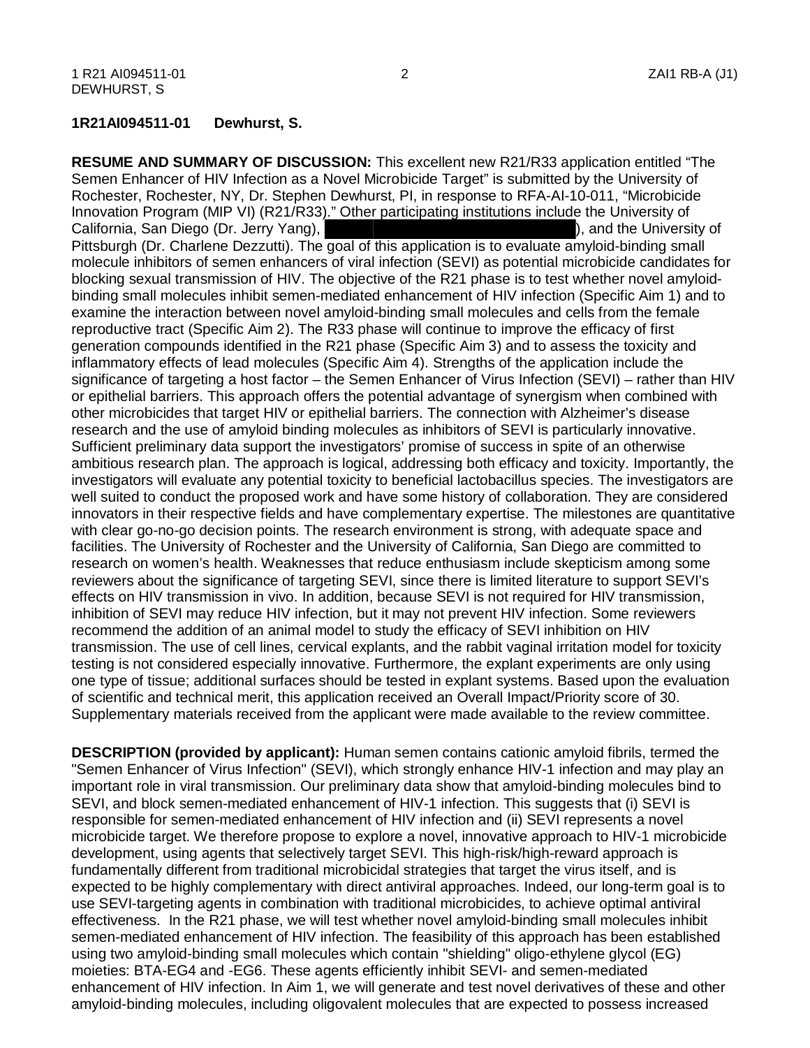**1R21AI094511-01 Dewhurst, S.**

**RESUME AND SUMMARY OF DISCUSSION:** This excellent new R21/R33 application entitled "The Semen Enhancer of HIV Infection as a Novel Microbicide Target" is submitted by the University of Rochester, Rochester, NY, Dr. Stephen Dewhurst, PI, in response to RFA-AI-10-011, "Microbicide Innovation Program (MIP VI) (R21/R33)." Other participating institutions include the University of California, San Diego (Dr. Jerry Yang), ), and the University of Pittsburgh (Dr. Charlene Dezzutti). The goal of this application is to evaluate amyloid-binding small molecule inhibitors of semen enhancers of viral infection (SEVI) as potential microbicide candidates for blocking sexual transmission of HIV. The objective of the R21 phase is to test whether novel amyloid-binding small molecules inhibit semen-mediated enhancement of HIV infection (Specific Aim 1) and to examine the interaction between novel amyloid-binding small molecules and cells from the female reproductive tract (Specific Aim 2). The R33 phase will continue to improve the efficacy of first generation compounds identified in the R21 phase (Specific Aim 3) and to assess the toxicity and inflammatory effects of lead molecules (Specific Aim 4). Strengths of the application include the significance of targeting a host factor – the Semen Enhancer of Virus Infection (SEVI) – rather than HIV or epithelial barriers. This approach offers the potential advantage of synergism when combined with other microbicides that target HIV or epithelial barriers. The connection with Alzheimer's disease research and the use of amyloid binding molecules as inhibitors of SEVI is particularly innovative. Sufficient preliminary data support the investigators' promise of success in spite of an otherwise ambitious research plan. The approach is logical, addressing both efficacy and toxicity. Importantly, the investigators will evaluate any potential toxicity to beneficial lactobacillus species. The investigators are well suited to conduct the proposed work and have some history of collaboration. They are considered innovators in their respective fields and have complementary expertise. The milestones are quantitative with clear go-no-go decision points. The research environment is strong, with adequate space and facilities. The University of Rochester and the University of California, San Diego are committed to research on women's health. Weaknesses that reduce enthusiasm include skepticism among some reviewers about the significance of targeting SEVI, since there is limited literature to support SEVI's effects on HIV transmission in vivo. In addition, because SEVI is not required for HIV transmission, inhibition of SEVI may reduce HIV infection, but it may not prevent HIV infection. Some reviewers recommend the addition of an animal model to study the efficacy of SEVI inhibition on HIV transmission. The use of cell lines, cervical explants, and the rabbit vaginal irritation model for toxicity testing is not considered especially innovative. Furthermore, the explant experiments are only using one type of tissue; additional surfaces should be tested in explant systems. Based upon the evaluation of scientific and technical merit, this application received an Overall Impact/Priority score of 30. Supplementary materials received from the applicant were made available to the review committee.

**DESCRIPTION (provided by applicant):** Human semen contains cationic amyloid fibrils, termed the "Semen Enhancer of Virus Infection" (SEVI), which strongly enhance HIV-1 infection and may play an important role in viral transmission. Our preliminary data show that amyloid-binding molecules bind to SEVI, and block semen-mediated enhancement of HIV-1 infection. This suggests that (i) SEVI is responsible for semen-mediated enhancement of HIV infection and (ii) SEVI represents a novel microbicide target. We therefore propose to explore a novel, innovative approach to HIV-1 microbicide development, using agents that selectively target SEVI. This high-risk/high-reward approach is fundamentally different from traditional microbicidal strategies that target the virus itself, and is expected to be highly complementary with direct antiviral approaches. Indeed, our long-term goal is to use SEVI-targeting agents in combination with traditional microbicides, to achieve optimal antiviral effectiveness. In the R21 phase, we will test whether novel amyloid-binding small molecules inhibit semen-mediated enhancement of HIV infection. The feasibility of this approach has been established using two amyloid-binding small molecules which contain "shielding" oligo-ethylene glycol (EG) moieties: BTA-EG4 and -EG6. These agents efficiently inhibit SEVI- and semen-mediated enhancement of HIV infection. In Aim 1, we will generate and test novel derivatives of these and other amyloid-binding molecules, including oligovalent molecules that are expected to possess increased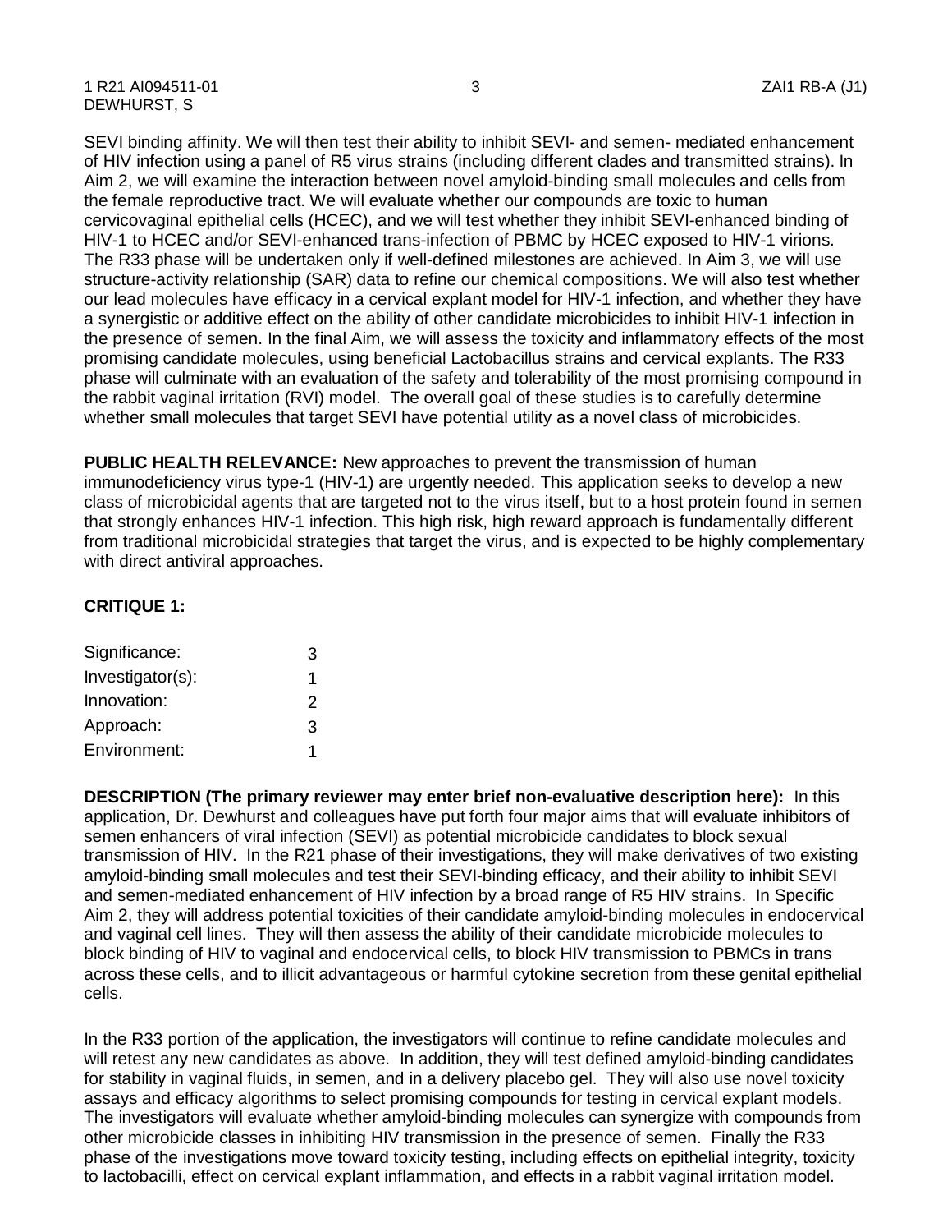SEVI binding affinity. We will then test their ability to inhibit SEVI- and semen- mediated enhancement of HIV infection using a panel of R5 virus strains (including different clades and transmitted strains). In Aim 2, we will examine the interaction between novel amyloid-binding small molecules and cells from the female reproductive tract. We will evaluate whether our compounds are toxic to human cervicovaginal epithelial cells (HCEC), and we will test whether they inhibit SEVI-enhanced binding of HIV-1 to HCEC and/or SEVI-enhanced trans-infection of PBMC by HCEC exposed to HIV-1 virions. The R33 phase will be undertaken only if well-defined milestones are achieved. In Aim 3, we will use structure-activity relationship (SAR) data to refine our chemical compositions. We will also test whether our lead molecules have efficacy in a cervical explant model for HIV-1 infection, and whether they have a synergistic or additive effect on the ability of other candidate microbicides to inhibit HIV-1 infection in the presence of semen. In the final Aim, we will assess the toxicity and inflammatory effects of the most promising candidate molecules, using beneficial Lactobacillus strains and cervical explants. The R33 phase will culminate with an evaluation of the safety and tolerability of the most promising compound in the rabbit vaginal irritation (RVI) model. The overall goal of these studies is to carefully determine whether small molecules that target SEVI have potential utility as a novel class of microbicides.

**PUBLIC HEALTH RELEVANCE:** New approaches to prevent the transmission of human immunodeficiency virus type-1 (HIV-1) are urgently needed. This application seeks to develop a new class of microbicidal agents that are targeted not to the virus itself, but to a host protein found in semen that strongly enhances HIV-1 infection. This high risk, high reward approach is fundamentally different from traditional microbicidal strategies that target the virus, and is expected to be highly complementary with direct antiviral approaches.

**CRITIQUE 1:**

| | |
|---|---|
| Significance: | 3 |
| Investigator(s): | 1 |
| Innovation: | 2 |
| Approach: | 3 |
| Environment: | 1 |

**DESCRIPTION (The primary reviewer may enter brief non-evaluative description here):** In this application, Dr. Dewhurst and colleagues have put forth four major aims that will evaluate inhibitors of semen enhancers of viral infection (SEVI) as potential microbicide candidates to block sexual transmission of HIV. In the R21 phase of their investigations, they will make derivatives of two existing amyloid-binding small molecules and test their SEVI-binding efficacy, and their ability to inhibit SEVI and semen-mediated enhancement of HIV infection by a broad range of R5 HIV strains. In Specific Aim 2, they will address potential toxicities of their candidate amyloid-binding molecules in endocervical and vaginal cell lines. They will then assess the ability of their candidate microbicide molecules to block binding of HIV to vaginal and endocervical cells, to block HIV transmission to PBMCs in trans across these cells, and to illicit advantageous or harmful cytokine secretion from these genital epithelial cells.

In the R33 portion of the application, the investigators will continue to refine candidate molecules and will retest any new candidates as above. In addition, they will test defined amyloid-binding candidates for stability in vaginal fluids, in semen, and in a delivery placebo gel. They will also use novel toxicity assays and efficacy algorithms to select promising compounds for testing in cervical explant models. The investigators will evaluate whether amyloid-binding molecules can synergize with compounds from other microbicide classes in inhibiting HIV transmission in the presence of semen. Finally the R33 phase of the investigations move toward toxicity testing, including effects on epithelial integrity, toxicity to lactobacilli, effect on cervical explant inflammation, and effects in a rabbit vaginal irritation model.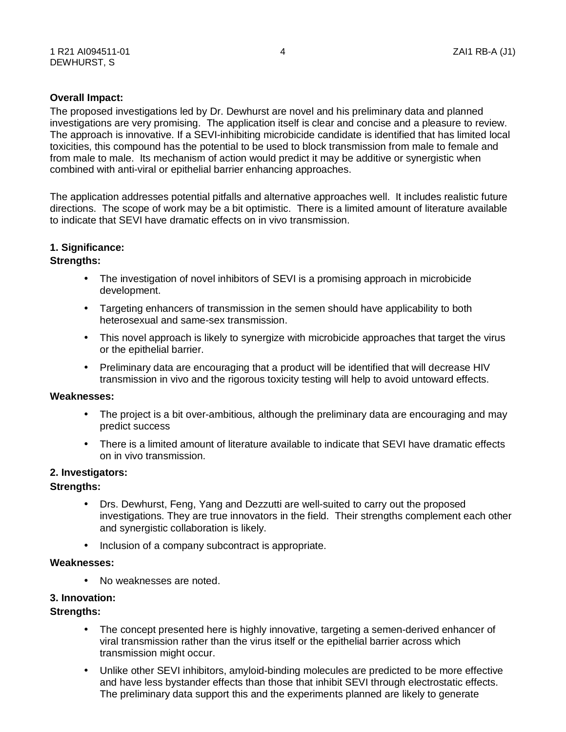**Overall Impact:**

The proposed investigations led by Dr. Dewhurst are novel and his preliminary data and planned investigations are very promising. The application itself is clear and concise and a pleasure to review. The approach is innovative. If a SEVI-inhibiting microbicide candidate is identified that has limited local toxicities, this compound has the potential to be used to block transmission from male to female and from male to male. Its mechanism of action would predict it may be additive or synergistic when combined with anti-viral or epithelial barrier enhancing approaches.

The application addresses potential pitfalls and alternative approaches well. It includes realistic future directions. The scope of work may be a bit optimistic. There is a limited amount of literature available to indicate that SEVI have dramatic effects on in vivo transmission.

**1. Significance:**

**Strengths:**

- The investigation of novel inhibitors of SEVI is a promising approach in microbicide development.
- Targeting enhancers of transmission in the semen should have applicability to both heterosexual and same-sex transmission.
- This novel approach is likely to synergize with microbicide approaches that target the virus or the epithelial barrier.
- Preliminary data are encouraging that a product will be identified that will decrease HIV transmission in vivo and the rigorous toxicity testing will help to avoid untoward effects.

**Weaknesses:**

- The project is a bit over-ambitious, although the preliminary data are encouraging and may predict success
- There is a limited amount of literature available to indicate that SEVI have dramatic effects on in vivo transmission.

**2. Investigators:**

**Strengths:**

- Drs. Dewhurst, Feng, Yang and Dezzutti are well-suited to carry out the proposed investigations. They are true innovators in the field. Their strengths complement each other and synergistic collaboration is likely.
- Inclusion of a company subcontract is appropriate.

**Weaknesses:**

- No weaknesses are noted.

**3. Innovation:**

**Strengths:**

- The concept presented here is highly innovative, targeting a semen-derived enhancer of viral transmission rather than the virus itself or the epithelial barrier across which transmission might occur.
- Unlike other SEVI inhibitors, amyloid-binding molecules are predicted to be more effective and have less bystander effects than those that inhibit SEVI through electrostatic effects. The preliminary data support this and the experiments planned are likely to generate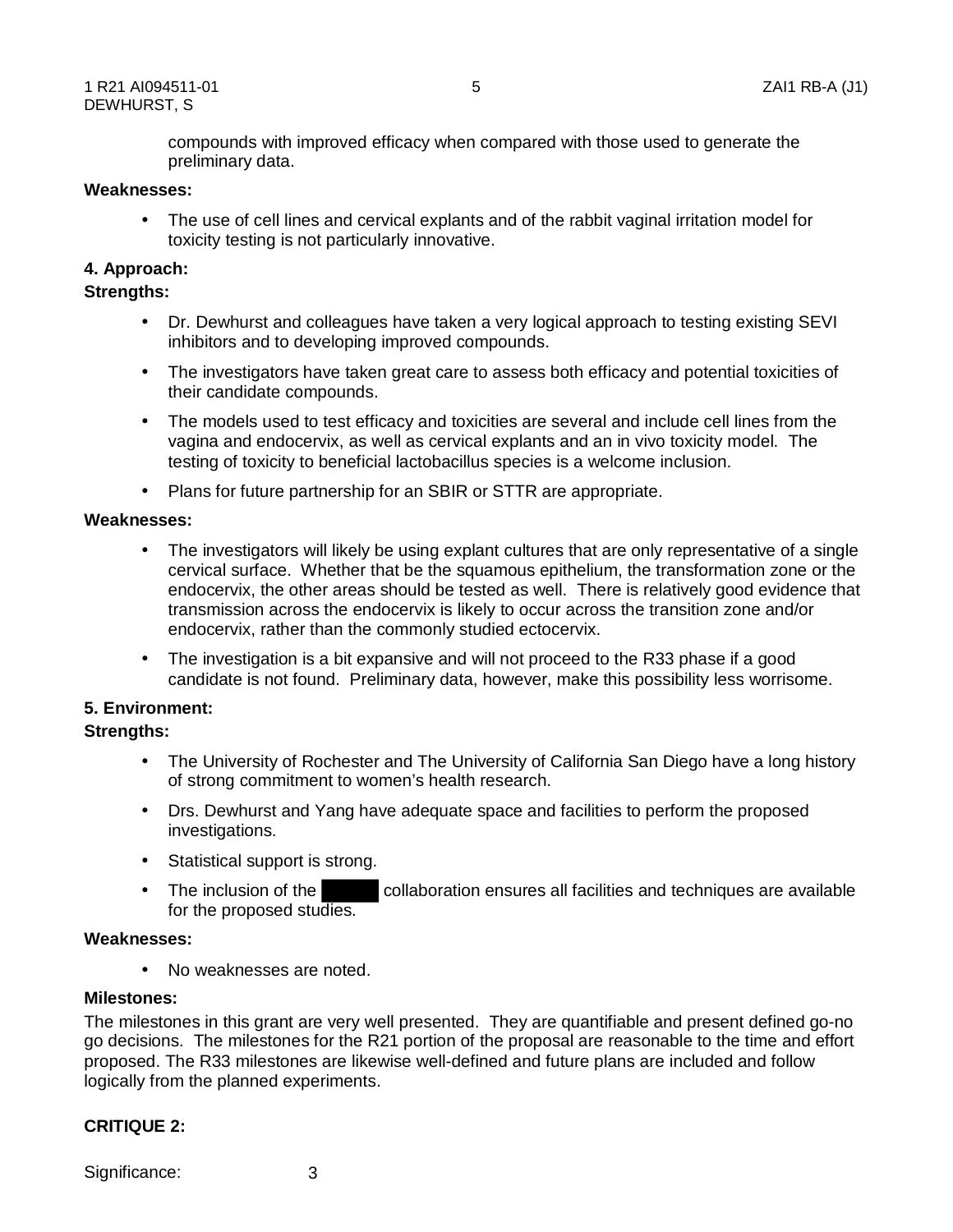compounds with improved efficacy when compared with those used to generate the preliminary data.

**Weaknesses:**

- The use of cell lines and cervical explants and of the rabbit vaginal irritation model for toxicity testing is not particularly innovative.

**4. Approach:**

**Strengths:**

- Dr. Dewhurst and colleagues have taken a very logical approach to testing existing SEVI inhibitors and to developing improved compounds.
- The investigators have taken great care to assess both efficacy and potential toxicities of their candidate compounds.
- The models used to test efficacy and toxicities are several and include cell lines from the vagina and endocervix, as well as cervical explants and an in vivo toxicity model. The testing of toxicity to beneficial lactobacillus species is a welcome inclusion.
- Plans for future partnership for an SBIR or STTR are appropriate.

**Weaknesses:**

- The investigators will likely be using explant cultures that are only representative of a single cervical surface. Whether that be the squamous epithelium, the transformation zone or the endocervix, the other areas should be tested as well. There is relatively good evidence that transmission across the endocervix is likely to occur across the transition zone and/or endocervix, rather than the commonly studied ectocervix.
- The investigation is a bit expansive and will not proceed to the R33 phase if a good candidate is not found. Preliminary data, however, make this possibility less worrisome.

**5. Environment:**

**Strengths:**

- The University of Rochester and The University of California San Diego have a long history of strong commitment to women's health research.
- Drs. Dewhurst and Yang have adequate space and facilities to perform the proposed investigations.
- Statistical support is strong.
- The inclusion of the ██████ collaboration ensures all facilities and techniques are available for the proposed studies.

**Weaknesses:**

- No weaknesses are noted.

**Milestones:**

The milestones in this grant are very well presented. They are quantifiable and present defined go-no go decisions. The milestones for the R21 portion of the proposal are reasonable to the time and effort proposed. The R33 milestones are likewise well-defined and future plans are included and follow logically from the planned experiments.

**CRITIQUE 2:**

Significance: 3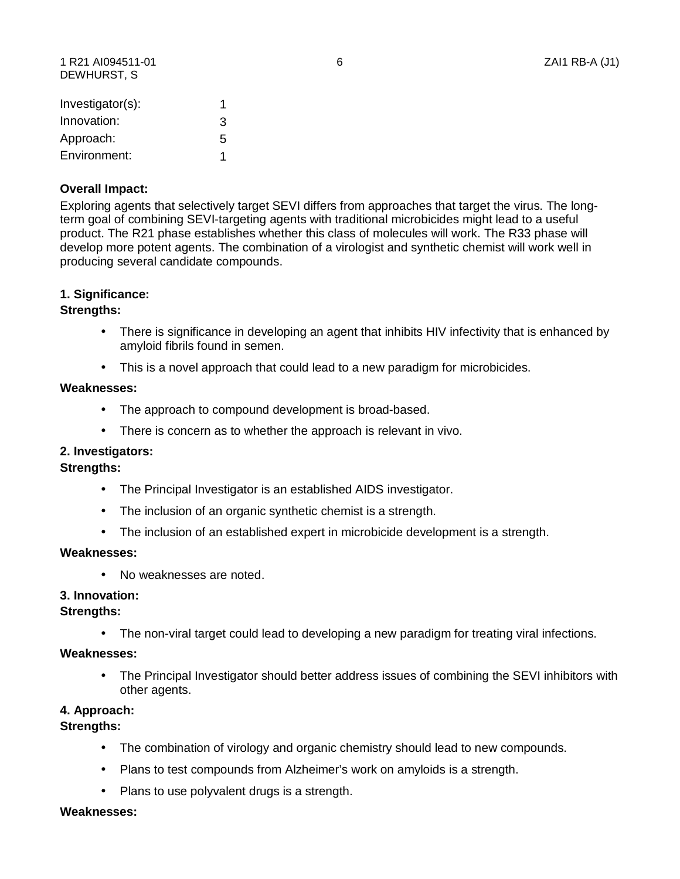| | |
|---|---|
| Investigator(s): | 1 |
| Innovation: | 3 |
| Approach: | 5 |
| Environment: | 1 |

**Overall Impact:**

Exploring agents that selectively target SEVI differs from approaches that target the virus. The long-term goal of combining SEVI-targeting agents with traditional microbicides might lead to a useful product. The R21 phase establishes whether this class of molecules will work. The R33 phase will develop more potent agents. The combination of a virologist and synthetic chemist will work well in producing several candidate compounds.

**1. Significance:**

**Strengths:**

- There is significance in developing an agent that inhibits HIV infectivity that is enhanced by amyloid fibrils found in semen.
- This is a novel approach that could lead to a new paradigm for microbicides.

**Weaknesses:**

- The approach to compound development is broad-based.
- There is concern as to whether the approach is relevant in vivo.

**2. Investigators:**

**Strengths:**

- The Principal Investigator is an established AIDS investigator.
- The inclusion of an organic synthetic chemist is a strength.
- The inclusion of an established expert in microbicide development is a strength.

**Weaknesses:**

- No weaknesses are noted.

**3. Innovation:**

**Strengths:**

- The non-viral target could lead to developing a new paradigm for treating viral infections.

**Weaknesses:**

- The Principal Investigator should better address issues of combining the SEVI inhibitors with other agents.

**4. Approach:**

**Strengths:**

- The combination of virology and organic chemistry should lead to new compounds.
- Plans to test compounds from Alzheimer's work on amyloids is a strength.
- Plans to use polyvalent drugs is a strength.

**Weaknesses:**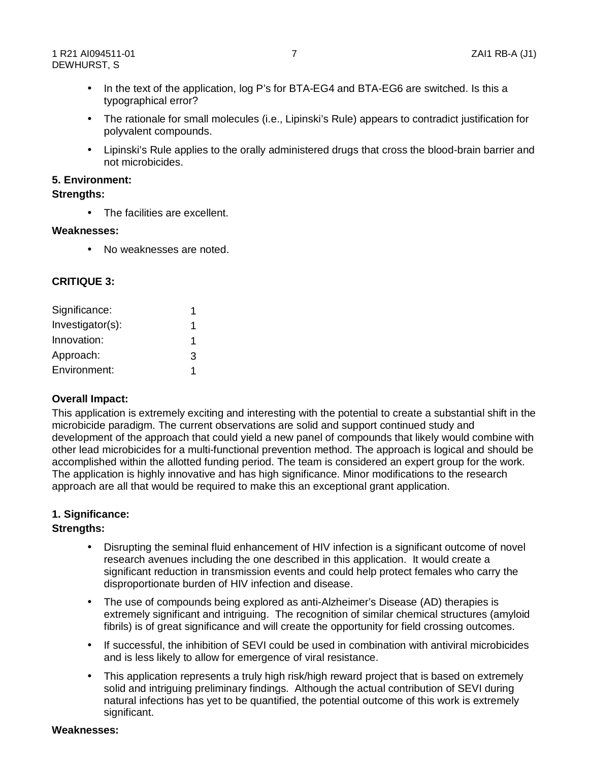- In the text of the application, log P's for BTA-EG4 and BTA-EG6 are switched. Is this a typographical error?
- The rationale for small molecules (i.e., Lipinski's Rule) appears to contradict justification for polyvalent compounds.
- Lipinski's Rule applies to the orally administered drugs that cross the blood-brain barrier and not microbicides.

**5. Environment:**

**Strengths:**

- The facilities are excellent.

**Weaknesses:**

- No weaknesses are noted.

**CRITIQUE 3:**

| | |
|---|---|
| Significance: | 1 |
| Investigator(s): | 1 |
| Innovation: | 1 |
| Approach: | 3 |
| Environment: | 1 |

**Overall Impact:**

This application is extremely exciting and interesting with the potential to create a substantial shift in the microbicide paradigm. The current observations are solid and support continued study and development of the approach that could yield a new panel of compounds that likely would combine with other lead microbicides for a multi-functional prevention method. The approach is logical and should be accomplished within the allotted funding period. The team is considered an expert group for the work. The application is highly innovative and has high significance. Minor modifications to the research approach are all that would be required to make this an exceptional grant application.

**1. Significance:**

**Strengths:**

- Disrupting the seminal fluid enhancement of HIV infection is a significant outcome of novel research avenues including the one described in this application. It would create a significant reduction in transmission events and could help protect females who carry the disproportionate burden of HIV infection and disease.
- The use of compounds being explored as anti-Alzheimer's Disease (AD) therapies is extremely significant and intriguing. The recognition of similar chemical structures (amyloid fibrils) is of great significance and will create the opportunity for field crossing outcomes.
- If successful, the inhibition of SEVI could be used in combination with antiviral microbicides and is less likely to allow for emergence of viral resistance.
- This application represents a truly high risk/high reward project that is based on extremely solid and intriguing preliminary findings. Although the actual contribution of SEVI during natural infections has yet to be quantified, the potential outcome of this work is extremely significant.

**Weaknesses:**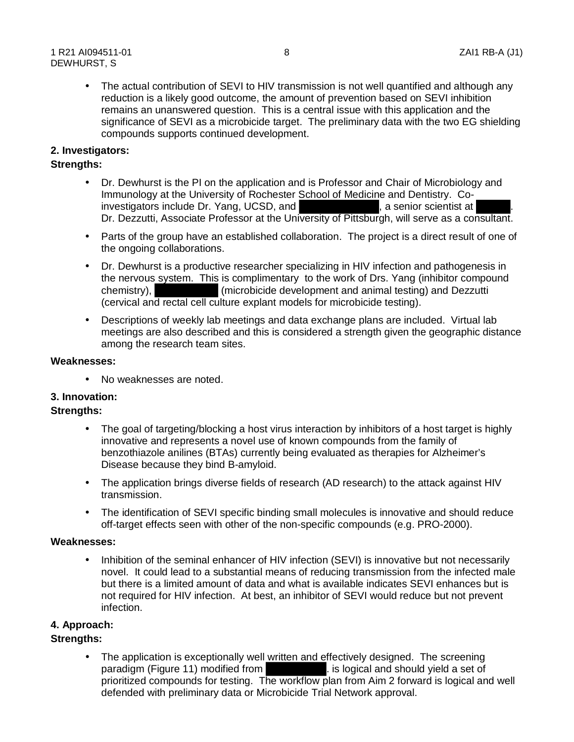- The actual contribution of SEVI to HIV transmission is not well quantified and although any reduction is a likely good outcome, the amount of prevention based on SEVI inhibition remains an unanswered question. This is a central issue with this application and the significance of SEVI as a microbicide target. The preliminary data with the two EG shielding compounds supports continued development.

**2. Investigators:**

**Strengths:**

- Dr. Dewhurst is the PI on the application and is Professor and Chair of Microbiology and Immunology at the University of Rochester School of Medicine and Dentistry. Co-investigators include Dr. Yang, UCSD, and ██████████, a senior scientist at ████. Dr. Dezzutti, Associate Professor at the University of Pittsburgh, will serve as a consultant.
- Parts of the group have an established collaboration. The project is a direct result of one of the ongoing collaborations.
- Dr. Dewhurst is a productive researcher specializing in HIV infection and pathogenesis in the nervous system. This is complimentary to the work of Drs. Yang (inhibitor compound chemistry), ████████ (microbicide development and animal testing) and Dezzutti (cervical and rectal cell culture explant models for microbicide testing).
- Descriptions of weekly lab meetings and data exchange plans are included. Virtual lab meetings are also described and this is considered a strength given the geographic distance among the research team sites.

**Weaknesses:**

- No weaknesses are noted.

**3. Innovation:**

**Strengths:**

- The goal of targeting/blocking a host virus interaction by inhibitors of a host target is highly innovative and represents a novel use of known compounds from the family of benzothiazole anilines (BTAs) currently being evaluated as therapies for Alzheimer's Disease because they bind B-amyloid.
- The application brings diverse fields of research (AD research) to the attack against HIV transmission.
- The identification of SEVI specific binding small molecules is innovative and should reduce off-target effects seen with other of the non-specific compounds (e.g. PRO-2000).

**Weaknesses:**

- Inhibition of the seminal enhancer of HIV infection (SEVI) is innovative but not necessarily novel. It could lead to a substantial means of reducing transmission from the infected male but there is a limited amount of data and what is available indicates SEVI enhances but is not required for HIV infection. At best, an inhibitor of SEVI would reduce but not prevent infection.

**4. Approach:**

**Strengths:**

- The application is exceptionally well written and effectively designed. The screening paradigm (Figure 11) modified from ███████. is logical and should yield a set of prioritized compounds for testing. The workflow plan from Aim 2 forward is logical and well defended with preliminary data or Microbicide Trial Network approval.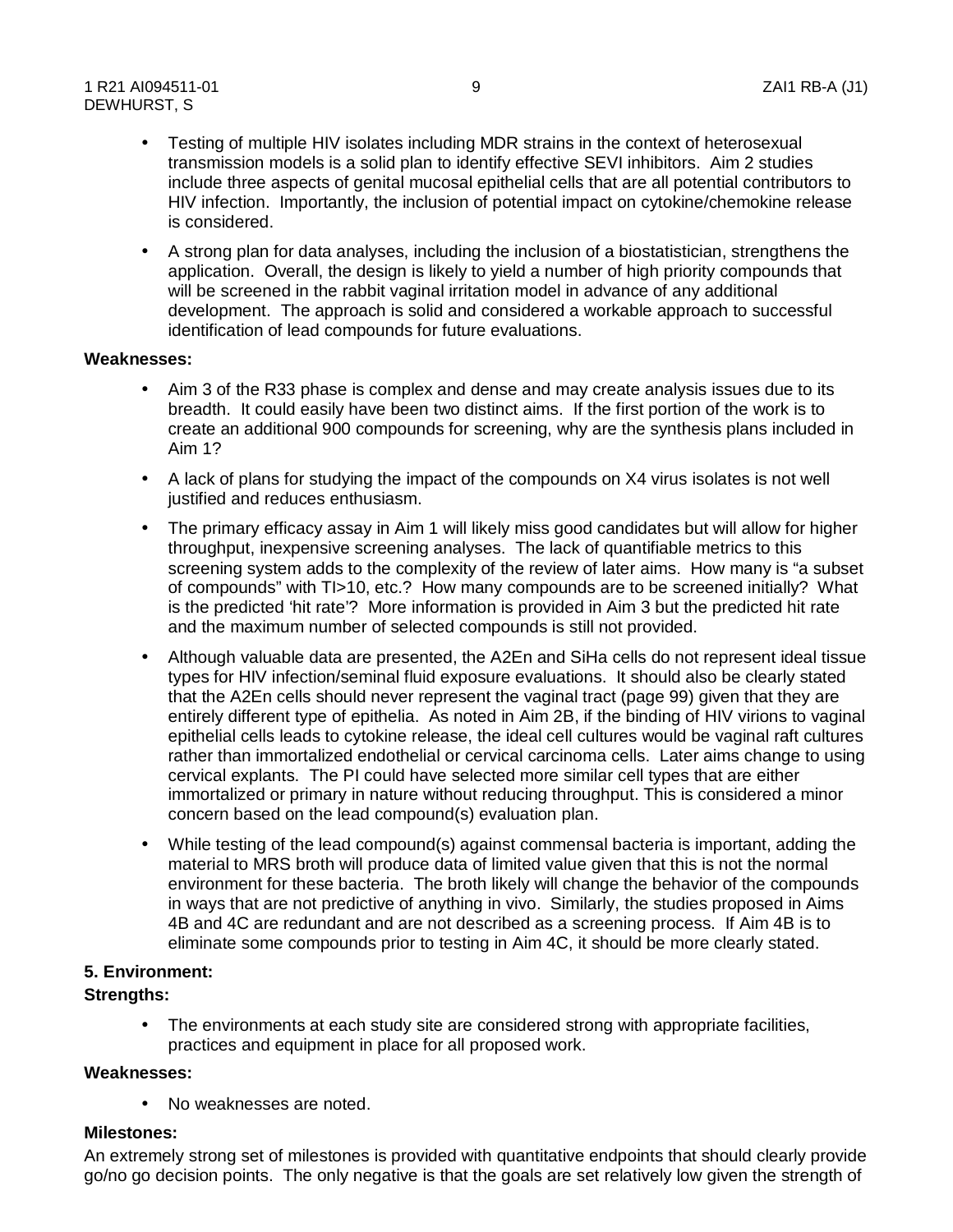- Testing of multiple HIV isolates including MDR strains in the context of heterosexual transmission models is a solid plan to identify effective SEVI inhibitors. Aim 2 studies include three aspects of genital mucosal epithelial cells that are all potential contributors to HIV infection. Importantly, the inclusion of potential impact on cytokine/chemokine release is considered.
- A strong plan for data analyses, including the inclusion of a biostatistician, strengthens the application. Overall, the design is likely to yield a number of high priority compounds that will be screened in the rabbit vaginal irritation model in advance of any additional development. The approach is solid and considered a workable approach to successful identification of lead compounds for future evaluations.

**Weaknesses:**

- Aim 3 of the R33 phase is complex and dense and may create analysis issues due to its breadth. It could easily have been two distinct aims. If the first portion of the work is to create an additional 900 compounds for screening, why are the synthesis plans included in Aim 1?
- A lack of plans for studying the impact of the compounds on X4 virus isolates is not well justified and reduces enthusiasm.
- The primary efficacy assay in Aim 1 will likely miss good candidates but will allow for higher throughput, inexpensive screening analyses. The lack of quantifiable metrics to this screening system adds to the complexity of the review of later aims. How many is "a subset of compounds" with TI>10, etc.? How many compounds are to be screened initially? What is the predicted 'hit rate'? More information is provided in Aim 3 but the predicted hit rate and the maximum number of selected compounds is still not provided.
- Although valuable data are presented, the A2En and SiHa cells do not represent ideal tissue types for HIV infection/seminal fluid exposure evaluations. It should also be clearly stated that the A2En cells should never represent the vaginal tract (page 99) given that they are entirely different type of epithelia. As noted in Aim 2B, if the binding of HIV virions to vaginal epithelial cells leads to cytokine release, the ideal cell cultures would be vaginal raft cultures rather than immortalized endothelial or cervical carcinoma cells. Later aims change to using cervical explants. The PI could have selected more similar cell types that are either immortalized or primary in nature without reducing throughput. This is considered a minor concern based on the lead compound(s) evaluation plan.
- While testing of the lead compound(s) against commensal bacteria is important, adding the material to MRS broth will produce data of limited value given that this is not the normal environment for these bacteria. The broth likely will change the behavior of the compounds in ways that are not predictive of anything in vivo. Similarly, the studies proposed in Aims 4B and 4C are redundant and are not described as a screening process. If Aim 4B is to eliminate some compounds prior to testing in Aim 4C, it should be more clearly stated.

**5. Environment:**

**Strengths:**

- The environments at each study site are considered strong with appropriate facilities, practices and equipment in place for all proposed work.

**Weaknesses:**

- No weaknesses are noted.

**Milestones:**

An extremely strong set of milestones is provided with quantitative endpoints that should clearly provide go/no go decision points. The only negative is that the goals are set relatively low given the strength of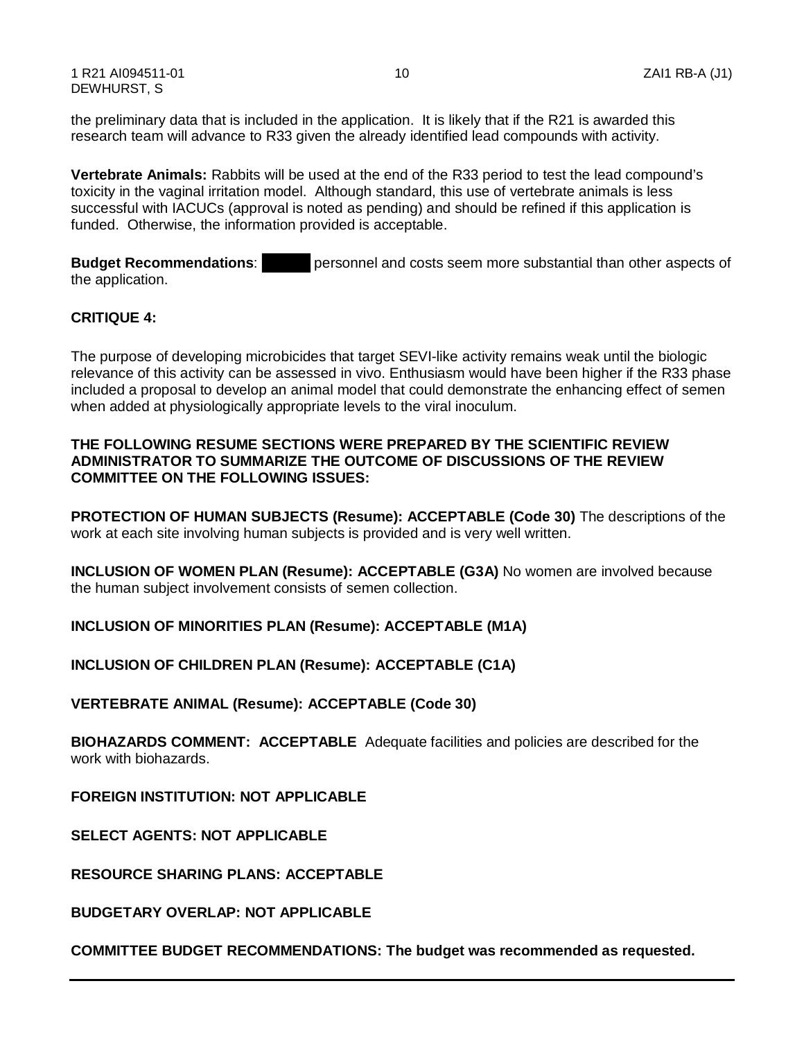the preliminary data that is included in the application. It is likely that if the R21 is awarded this research team will advance to R33 given the already identified lead compounds with activity.

**Vertebrate Animals:** Rabbits will be used at the end of the R33 period to test the lead compound's toxicity in the vaginal irritation model. Although standard, this use of vertebrate animals is less successful with IACUCs (approval is noted as pending) and should be refined if this application is funded. Otherwise, the information provided is acceptable.

**Budget Recommendations**: ██████ personnel and costs seem more substantial than other aspects of the application.

**CRITIQUE 4:**

The purpose of developing microbicides that target SEVI-like activity remains weak until the biologic relevance of this activity can be assessed in vivo. Enthusiasm would have been higher if the R33 phase included a proposal to develop an animal model that could demonstrate the enhancing effect of semen when added at physiologically appropriate levels to the viral inoculum.

**THE FOLLOWING RESUME SECTIONS WERE PREPARED BY THE SCIENTIFIC REVIEW ADMINISTRATOR TO SUMMARIZE THE OUTCOME OF DISCUSSIONS OF THE REVIEW COMMITTEE ON THE FOLLOWING ISSUES:**

**PROTECTION OF HUMAN SUBJECTS (Resume): ACCEPTABLE (Code 30)** The descriptions of the work at each site involving human subjects is provided and is very well written.

**INCLUSION OF WOMEN PLAN (Resume): ACCEPTABLE (G3A)** No women are involved because the human subject involvement consists of semen collection.

**INCLUSION OF MINORITIES PLAN (Resume): ACCEPTABLE (M1A)**

**INCLUSION OF CHILDREN PLAN (Resume): ACCEPTABLE (C1A)**

**VERTEBRATE ANIMAL (Resume): ACCEPTABLE (Code 30)**

**BIOHAZARDS COMMENT: ACCEPTABLE** Adequate facilities and policies are described for the work with biohazards.

**FOREIGN INSTITUTION: NOT APPLICABLE**

**SELECT AGENTS: NOT APPLICABLE**

**RESOURCE SHARING PLANS: ACCEPTABLE**

**BUDGETARY OVERLAP: NOT APPLICABLE**

**COMMITTEE BUDGET RECOMMENDATIONS: The budget was recommended as requested.**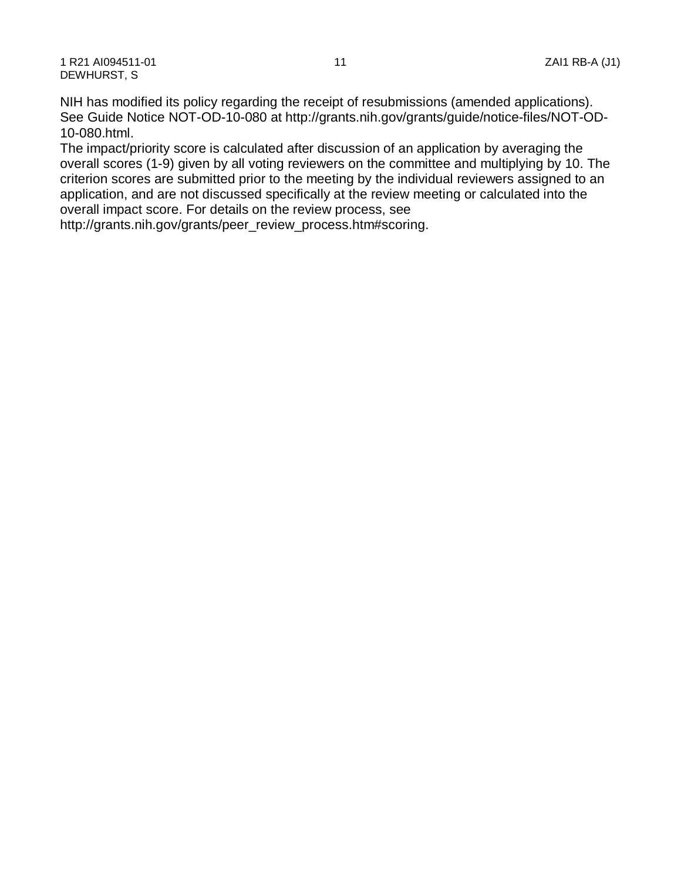NIH has modified its policy regarding the receipt of resubmissions (amended applications). See Guide Notice NOT-OD-10-080 at http://grants.nih.gov/grants/guide/notice-files/NOT-OD-10-080.html.
The impact/priority score is calculated after discussion of an application by averaging the overall scores (1-9) given by all voting reviewers on the committee and multiplying by 10. The criterion scores are submitted prior to the meeting by the individual reviewers assigned to an application, and are not discussed specifically at the review meeting or calculated into the overall impact score. For details on the review process, see http://grants.nih.gov/grants/peer_review_process.htm#scoring.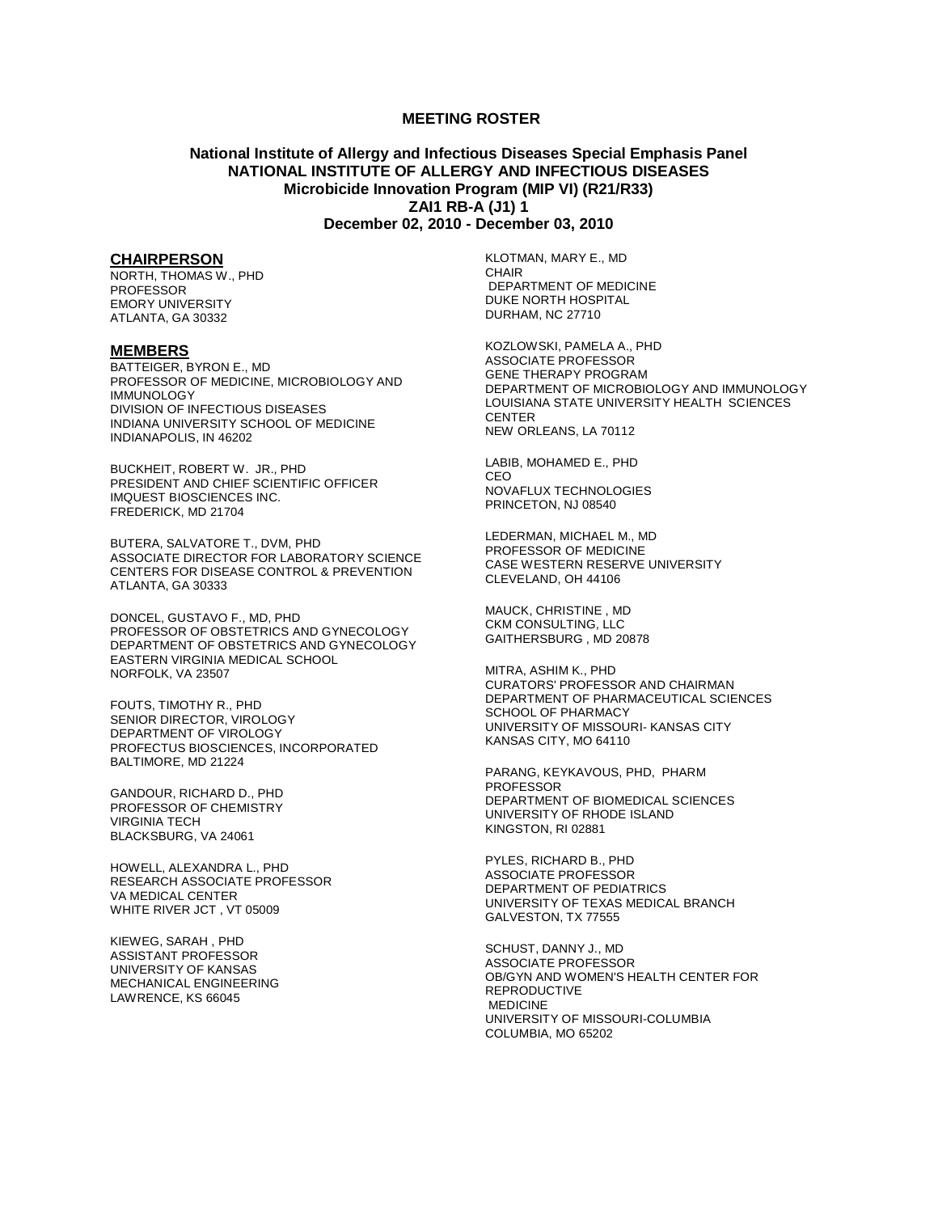**MEETING ROSTER**

**National Institute of Allergy and Infectious Diseases Special Emphasis Panel**
**NATIONAL INSTITUTE OF ALLERGY AND INFECTIOUS DISEASES**
**Microbicide Innovation Program (MIP VI) (R21/R33)**
**ZAI1 RB-A (J1) 1**
**December 02, 2010 - December 03, 2010**

## CHAIRPERSON

NORTH, THOMAS W., PHD
PROFESSOR
EMORY UNIVERSITY
ATLANTA, GA 30332

## MEMBERS

BATTEIGER, BYRON E., MD
PROFESSOR OF MEDICINE, MICROBIOLOGY AND IMMUNOLOGY
DIVISION OF INFECTIOUS DISEASES
INDIANA UNIVERSITY SCHOOL OF MEDICINE
INDIANAPOLIS, IN 46202

BUCKHEIT, ROBERT W. JR., PHD
PRESIDENT AND CHIEF SCIENTIFIC OFFICER
IMQUEST BIOSCIENCES INC.
FREDERICK, MD 21704

BUTERA, SALVATORE T., DVM, PHD
ASSOCIATE DIRECTOR FOR LABORATORY SCIENCE
CENTERS FOR DISEASE CONTROL & PREVENTION
ATLANTA, GA 30333

DONCEL, GUSTAVO F., MD, PHD
PROFESSOR OF OBSTETRICS AND GYNECOLOGY
DEPARTMENT OF OBSTETRICS AND GYNECOLOGY
EASTERN VIRGINIA MEDICAL SCHOOL
NORFOLK, VA 23507

FOUTS, TIMOTHY R., PHD
SENIOR DIRECTOR, VIROLOGY
DEPARTMENT OF VIROLOGY
PROFECTUS BIOSCIENCES, INCORPORATED
BALTIMORE, MD 21224

GANDOUR, RICHARD D., PHD
PROFESSOR OF CHEMISTRY
VIRGINIA TECH
BLACKSBURG, VA 24061

HOWELL, ALEXANDRA L., PHD
RESEARCH ASSOCIATE PROFESSOR
VA MEDICAL CENTER
WHITE RIVER JCT , VT 05009

KIEWEG, SARAH , PHD
ASSISTANT PROFESSOR
UNIVERSITY OF KANSAS
MECHANICAL ENGINEERING
LAWRENCE, KS 66045

KLOTMAN, MARY E., MD
CHAIR
DEPARTMENT OF MEDICINE
DUKE NORTH HOSPITAL
DURHAM, NC 27710

KOZLOWSKI, PAMELA A., PHD
ASSOCIATE PROFESSOR
GENE THERAPY PROGRAM
DEPARTMENT OF MICROBIOLOGY AND IMMUNOLOGY
LOUISIANA STATE UNIVERSITY HEALTH SCIENCES CENTER
NEW ORLEANS, LA 70112

LABIB, MOHAMED E., PHD
CEO
NOVAFLUX TECHNOLOGIES
PRINCETON, NJ 08540

LEDERMAN, MICHAEL M., MD
PROFESSOR OF MEDICINE
CASE WESTERN RESERVE UNIVERSITY
CLEVELAND, OH 44106

MAUCK, CHRISTINE , MD
CKM CONSULTING, LLC
GAITHERSBURG , MD 20878

MITRA, ASHIM K., PHD
CURATORS' PROFESSOR AND CHAIRMAN
DEPARTMENT OF PHARMACEUTICAL SCIENCES
SCHOOL OF PHARMACY
UNIVERSITY OF MISSOURI- KANSAS CITY
KANSAS CITY, MO 64110

PARANG, KEYKAVOUS, PHD, PHARM
PROFESSOR
DEPARTMENT OF BIOMEDICAL SCIENCES
UNIVERSITY OF RHODE ISLAND
KINGSTON, RI 02881

PYLES, RICHARD B., PHD
ASSOCIATE PROFESSOR
DEPARTMENT OF PEDIATRICS
UNIVERSITY OF TEXAS MEDICAL BRANCH
GALVESTON, TX 77555

SCHUST, DANNY J., MD
ASSOCIATE PROFESSOR
OB/GYN AND WOMEN'S HEALTH CENTER FOR REPRODUCTIVE MEDICINE
UNIVERSITY OF MISSOURI-COLUMBIA
COLUMBIA, MO 65202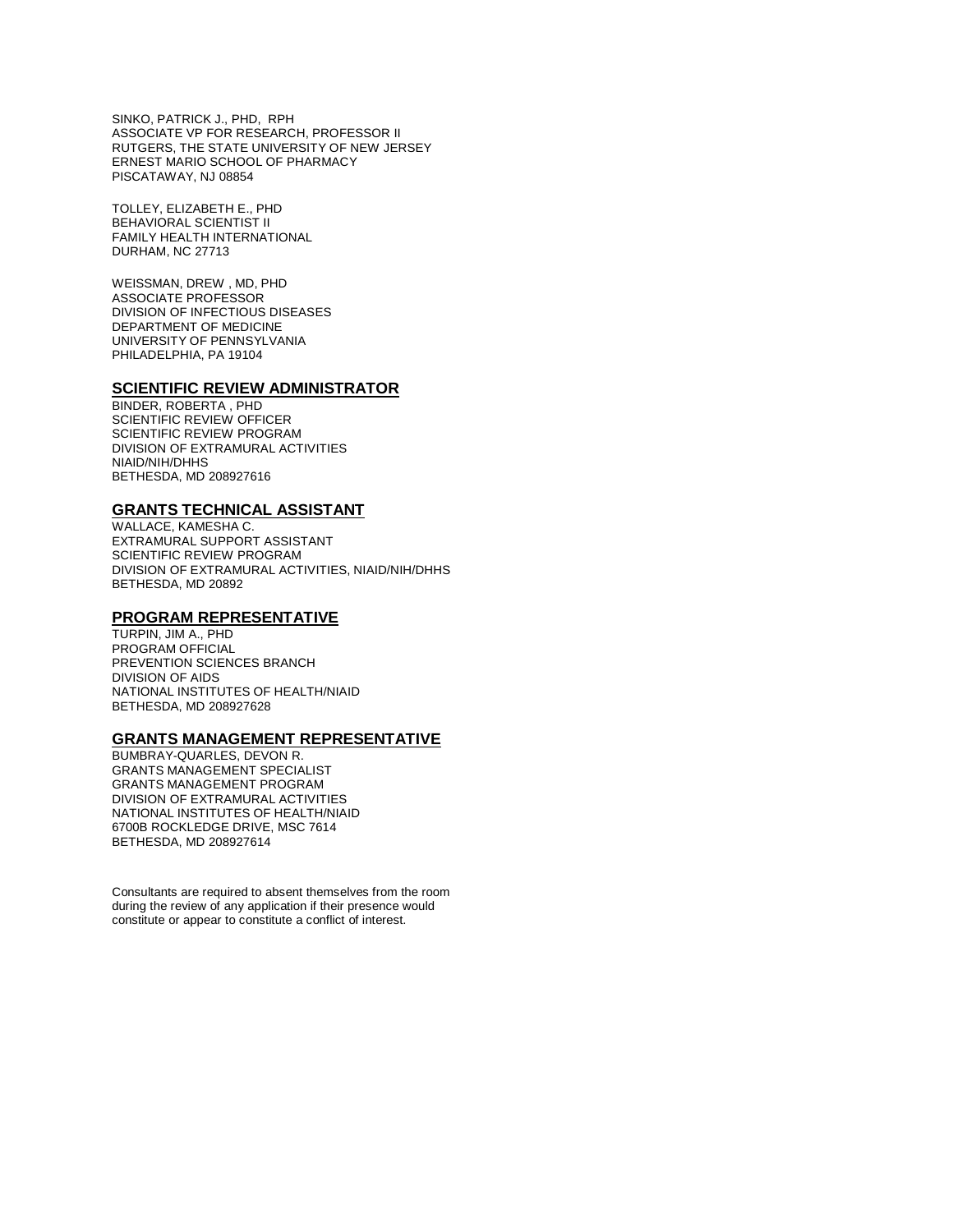SINKO, PATRICK J., PHD, RPH
ASSOCIATE VP FOR RESEARCH, PROFESSOR II
RUTGERS, THE STATE UNIVERSITY OF NEW JERSEY
ERNEST MARIO SCHOOL OF PHARMACY
PISCATAWAY, NJ 08854

TOLLEY, ELIZABETH E., PHD
BEHAVIORAL SCIENTIST II
FAMILY HEALTH INTERNATIONAL
DURHAM, NC 27713

WEISSMAN, DREW , MD, PHD
ASSOCIATE PROFESSOR
DIVISION OF INFECTIOUS DISEASES
DEPARTMENT OF MEDICINE
UNIVERSITY OF PENNSYLVANIA
PHILADELPHIA, PA 19104

## SCIENTIFIC REVIEW ADMINISTRATOR

BINDER, ROBERTA , PHD
SCIENTIFIC REVIEW OFFICER
SCIENTIFIC REVIEW PROGRAM
DIVISION OF EXTRAMURAL ACTIVITIES
NIAID/NIH/DHHS
BETHESDA, MD 208927616

## GRANTS TECHNICAL ASSISTANT

WALLACE, KAMESHA C.
EXTRAMURAL SUPPORT ASSISTANT
SCIENTIFIC REVIEW PROGRAM
DIVISION OF EXTRAMURAL ACTIVITIES, NIAID/NIH/DHHS
BETHESDA, MD 20892

## PROGRAM REPRESENTATIVE

TURPIN, JIM A., PHD
PROGRAM OFFICIAL
PREVENTION SCIENCES BRANCH
DIVISION OF AIDS
NATIONAL INSTITUTES OF HEALTH/NIAID
BETHESDA, MD 208927628

## GRANTS MANAGEMENT REPRESENTATIVE

BUMBRAY-QUARLES, DEVON R.
GRANTS MANAGEMENT SPECIALIST
GRANTS MANAGEMENT PROGRAM
DIVISION OF EXTRAMURAL ACTIVITIES
NATIONAL INSTITUTES OF HEALTH/NIAID
6700B ROCKLEDGE DRIVE, MSC 7614
BETHESDA, MD 208927614

Consultants are required to absent themselves from the room during the review of any application if their presence would constitute or appear to constitute a conflict of interest.